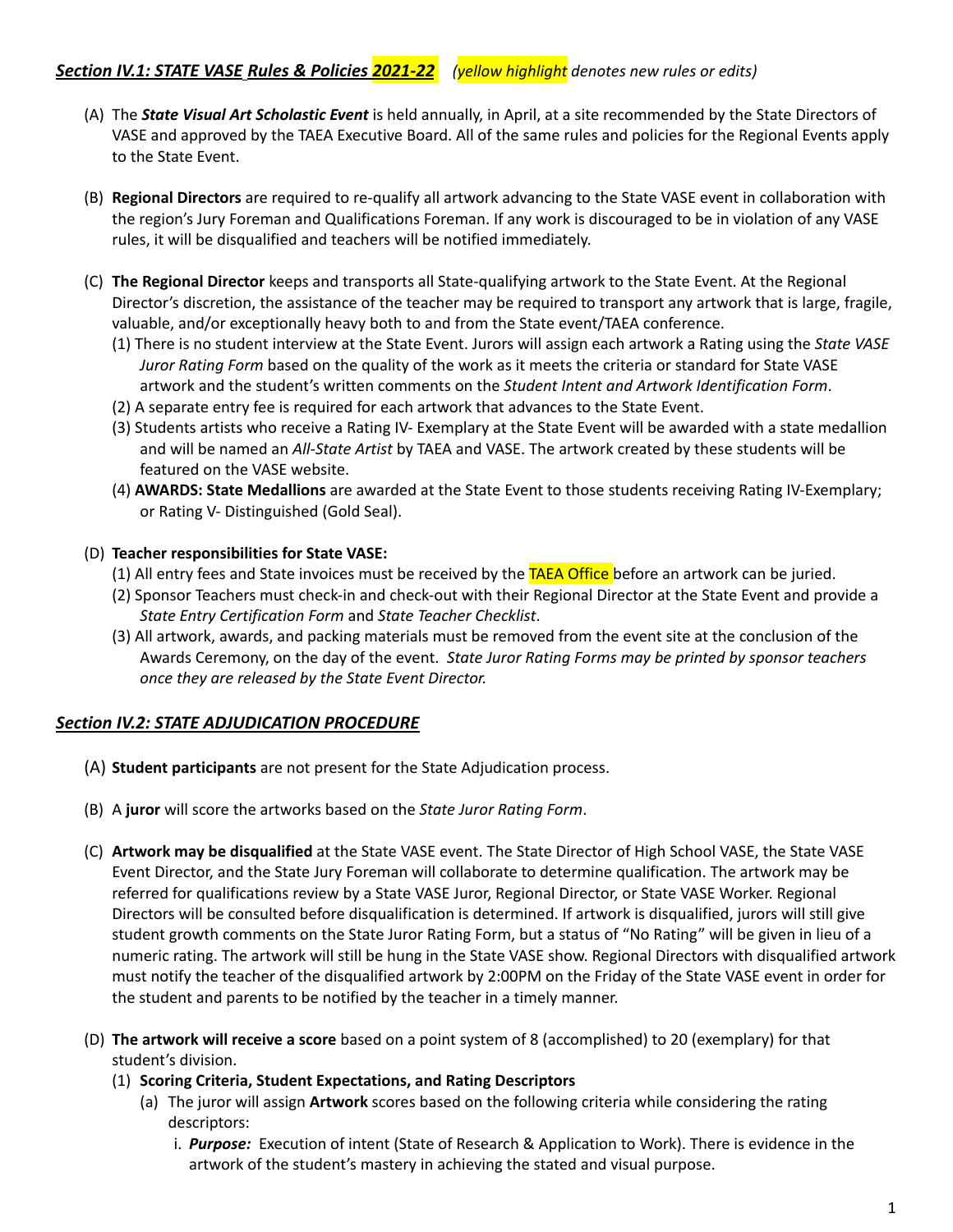## ***Section IV.1: STATE VASE Rules & Policies 2021-22*** *(yellow highlight denotes new rules or edits)*

(A) The ***State Visual Art Scholastic Event*** is held annually, in April, at a site recommended by the State Directors of VASE and approved by the TAEA Executive Board. All of the same rules and policies for the Regional Events apply to the State Event.

(B) **Regional Directors** are required to re-qualify all artwork advancing to the State VASE event in collaboration with the region's Jury Foreman and Qualifications Foreman. If any work is discouraged to be in violation of any VASE rules, it will be disqualified and teachers will be notified immediately.

(C) **The Regional Director** keeps and transports all State-qualifying artwork to the State Event. At the Regional Director's discretion, the assistance of the teacher may be required to transport any artwork that is large, fragile, valuable, and/or exceptionally heavy both to and from the State event/TAEA conference.

- (1) There is no student interview at the State Event. Jurors will assign each artwork a Rating using the *State VASE Juror Rating Form* based on the quality of the work as it meets the criteria or standard for State VASE artwork and the student's written comments on the *Student Intent and Artwork Identification Form*.
- (2) A separate entry fee is required for each artwork that advances to the State Event.
- (3) Students artists who receive a Rating IV- Exemplary at the State Event will be awarded with a state medallion and will be named an *All-State Artist* by TAEA and VASE. The artwork created by these students will be featured on the VASE website.
- (4) **AWARDS: State Medallions** are awarded at the State Event to those students receiving Rating IV-Exemplary; or Rating V- Distinguished (Gold Seal).

(D) **Teacher responsibilities for State VASE:**

- (1) All entry fees and State invoices must be received by the TAEA Office before an artwork can be juried.
- (2) Sponsor Teachers must check-in and check-out with their Regional Director at the State Event and provide a *State Entry Certification Form* and *State Teacher Checklist*.
- (3) All artwork, awards, and packing materials must be removed from the event site at the conclusion of the Awards Ceremony, on the day of the event. *State Juror Rating Forms may be printed by sponsor teachers once they are released by the State Event Director.*

## ***Section IV.2: STATE ADJUDICATION PROCEDURE***

(A) **Student participants** are not present for the State Adjudication process.

(B) A **juror** will score the artworks based on the *State Juror Rating Form*.

(C) **Artwork may be disqualified** at the State VASE event. The State Director of High School VASE, the State VASE Event Director, and the State Jury Foreman will collaborate to determine qualification. The artwork may be referred for qualifications review by a State VASE Juror, Regional Director, or State VASE Worker. Regional Directors will be consulted before disqualification is determined. If artwork is disqualified, jurors will still give student growth comments on the State Juror Rating Form, but a status of "No Rating" will be given in lieu of a numeric rating. The artwork will still be hung in the State VASE show. Regional Directors with disqualified artwork must notify the teacher of the disqualified artwork by 2:00PM on the Friday of the State VASE event in order for the student and parents to be notified by the teacher in a timely manner.

(D) **The artwork will receive a score** based on a point system of 8 (accomplished) to 20 (exemplary) for that student's division.

- (1) **Scoring Criteria, Student Expectations, and Rating Descriptors**
  - (a) The juror will assign **Artwork** scores based on the following criteria while considering the rating descriptors:
    - i. ***Purpose:*** Execution of intent (State of Research & Application to Work). There is evidence in the artwork of the student's mastery in achieving the stated and visual purpose.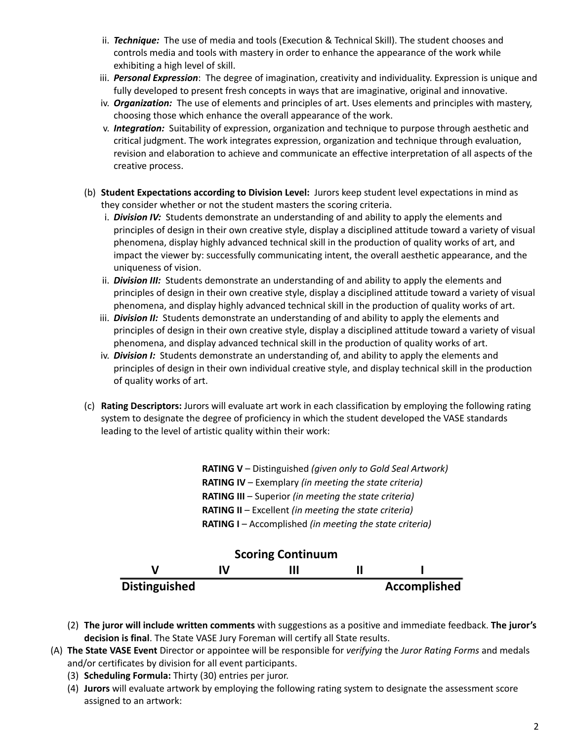ii. ***Technique:*** The use of media and tools (Execution & Technical Skill). The student chooses and controls media and tools with mastery in order to enhance the appearance of the work while exhibiting a high level of skill.
   iii. ***Personal Expression***: The degree of imagination, creativity and individuality. Expression is unique and fully developed to present fresh concepts in ways that are imaginative, original and innovative.
   iv. ***Organization:*** The use of elements and principles of art. Uses elements and principles with mastery, choosing those which enhance the overall appearance of the work.
   v. ***Integration:*** Suitability of expression, organization and technique to purpose through aesthetic and critical judgment. The work integrates expression, organization and technique through evaluation, revision and elaboration to achieve and communicate an effective interpretation of all aspects of the creative process.

(b) **Student Expectations according to Division Level:** Jurors keep student level expectations in mind as they consider whether or not the student masters the scoring criteria.
   i. ***Division IV:*** Students demonstrate an understanding of and ability to apply the elements and principles of design in their own creative style, display a disciplined attitude toward a variety of visual phenomena, display highly advanced technical skill in the production of quality works of art, and impact the viewer by: successfully communicating intent, the overall aesthetic appearance, and the uniqueness of vision.
   ii. ***Division III:*** Students demonstrate an understanding of and ability to apply the elements and principles of design in their own creative style, display a disciplined attitude toward a variety of visual phenomena, and display highly advanced technical skill in the production of quality works of art.
   iii. ***Division II:*** Students demonstrate an understanding of and ability to apply the elements and principles of design in their own creative style, display a disciplined attitude toward a variety of visual phenomena, and display advanced technical skill in the production of quality works of art.
   iv. ***Division I:*** Students demonstrate an understanding of, and ability to apply the elements and principles of design in their own individual creative style, and display technical skill in the production of quality works of art.

(c) **Rating Descriptors:** Jurors will evaluate art work in each classification by employing the following rating system to designate the degree of proficiency in which the student developed the VASE standards leading to the level of artistic quality within their work:

**RATING V** – Distinguished *(given only to Gold Seal Artwork)*
**RATING IV** – Exemplary *(in meeting the state criteria)*
**RATING III** – Superior *(in meeting the state criteria)*
**RATING II** – Excellent *(in meeting the state criteria)*
**RATING I** – Accomplished *(in meeting the state criteria)*

**Scoring Continuum**

| V | IV | III | II | I |
|---|---|---|---|---|
| **Distinguished** | | | | **Accomplished** |

(2) **The juror will include written comments** with suggestions as a positive and immediate feedback. **The juror's decision is final**. The State VASE Jury Foreman will certify all State results.

(A) **The State VASE Event** Director or appointee will be responsible for *verifying* the *Juror Rating Forms* and medals and/or certificates by division for all event participants.

(3) **Scheduling Formula:** Thirty (30) entries per juror.

(4) **Jurors** will evaluate artwork by employing the following rating system to designate the assessment score assigned to an artwork: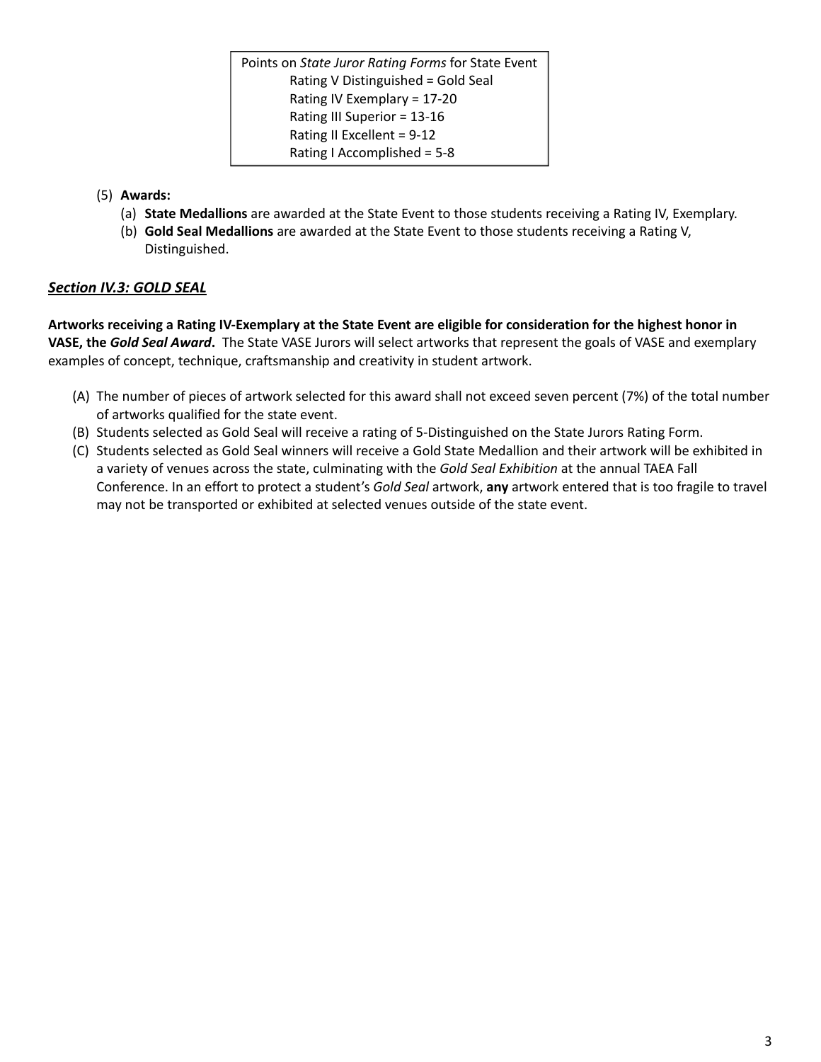Points on *State Juror Rating Forms* for State Event

Rating V Distinguished = Gold Seal
Rating IV Exemplary = 17-20
Rating III Superior = 13-16
Rating II Excellent = 9-12
Rating I Accomplished = 5-8

(5) **Awards:**

(a) **State Medallions** are awarded at the State Event to those students receiving a Rating IV, Exemplary.

(b) **Gold Seal Medallions** are awarded at the State Event to those students receiving a Rating V, Distinguished.

## ***Section IV.3: GOLD SEAL***

**Artworks receiving a Rating IV-Exemplary at the State Event are eligible for consideration for the highest honor in VASE, the *Gold Seal Award*.** The State VASE Jurors will select artworks that represent the goals of VASE and exemplary examples of concept, technique, craftsmanship and creativity in student artwork.

(A) The number of pieces of artwork selected for this award shall not exceed seven percent (7%) of the total number of artworks qualified for the state event.

(B) Students selected as Gold Seal will receive a rating of 5-Distinguished on the State Jurors Rating Form.

(C) Students selected as Gold Seal winners will receive a Gold State Medallion and their artwork will be exhibited in a variety of venues across the state, culminating with the *Gold Seal Exhibition* at the annual TAEA Fall Conference. In an effort to protect a student's *Gold Seal* artwork, **any** artwork entered that is too fragile to travel may not be transported or exhibited at selected venues outside of the state event.